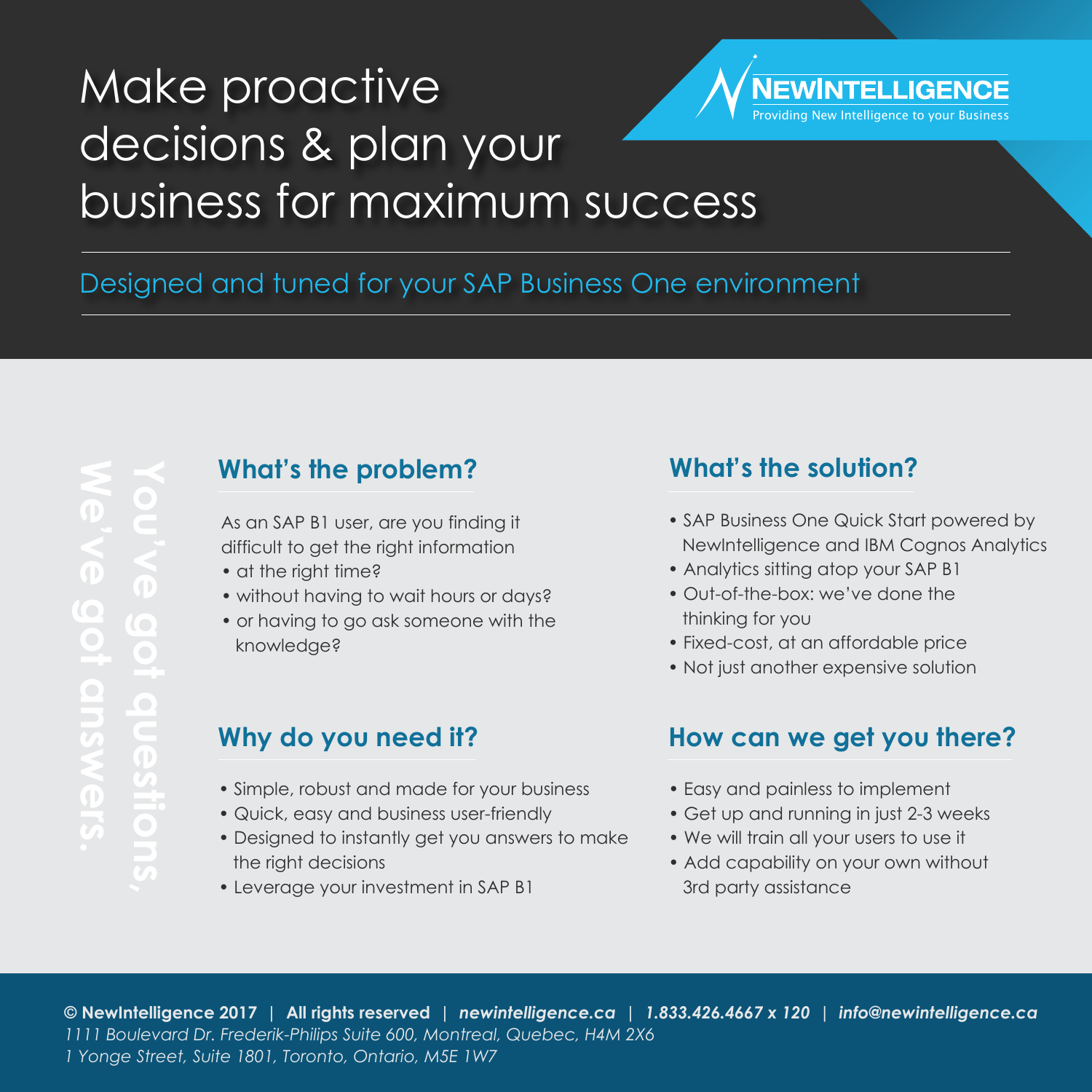# Make proactive decisions & plan your business for maximum success

**NEWINTELLIGENCE**
Providing New Intelligence to your Business

## Designed and tuned for your SAP Business One environment

**You've got questions, We've got answers.**

### What's the problem?

As an SAP B1 user, are you finding it difficult to get the right information

- at the right time?
- without having to wait hours or days?
- or having to go ask someone with the knowledge?

### What's the solution?

- SAP Business One Quick Start powered by NewIntelligence and IBM Cognos Analytics
- Analytics sitting atop your SAP B1
- Out-of-the-box: we've done the thinking for you
- Fixed-cost, at an affordable price
- Not just another expensive solution

### Why do you need it?

- Simple, robust and made for your business
- Quick, easy and business user-friendly
- Designed to instantly get you answers to make the right decisions
- Leverage your investment in SAP B1

### How can we get you there?

- Easy and painless to implement
- Get up and running in just 2-3 weeks
- We will train all your users to use it
- Add capability on your own without 3rd party assistance

**© NewIntelligence 2017 | All rights reserved | *newintelligence.ca* | *1.833.426.4667 x 120* | *info@newintelligence.ca***
*1111 Boulevard Dr. Frederik-Philips Suite 600, Montreal, Quebec, H4M 2X6*
*1 Yonge Street, Suite 1801, Toronto, Ontario, M5E 1W7*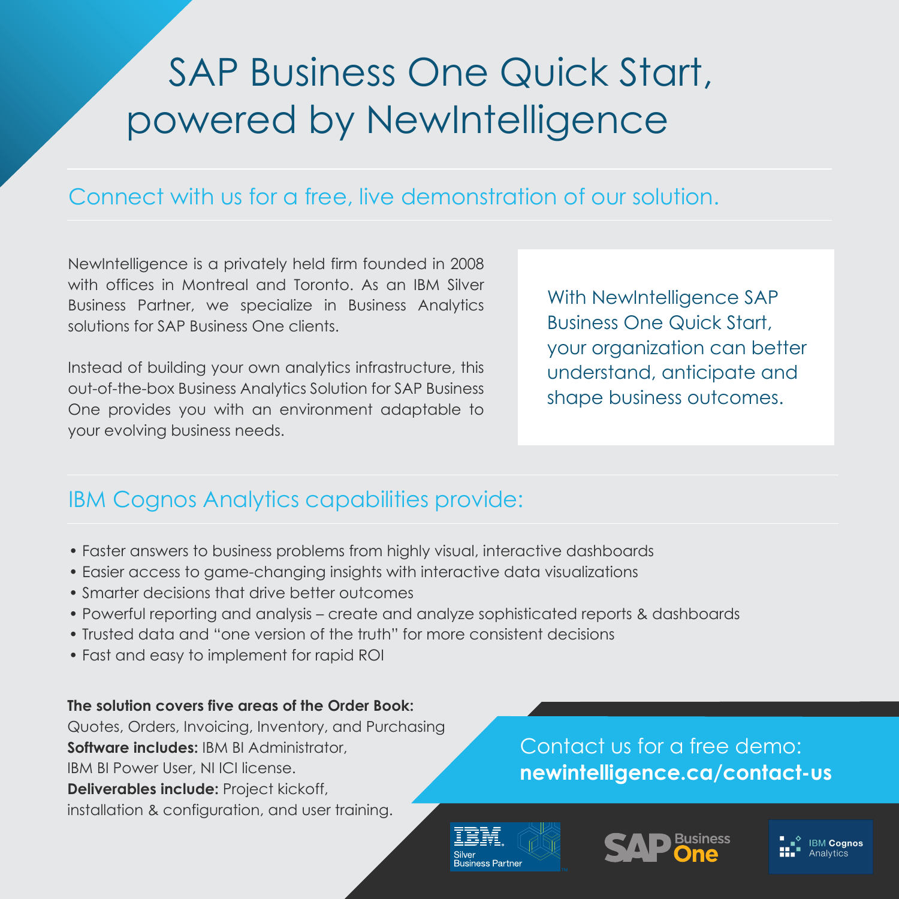# SAP Business One Quick Start, powered by NewIntelligence

## Connect with us for a free, live demonstration of our solution.

NewIntelligence is a privately held firm founded in 2008 with offices in Montreal and Toronto. As an IBM Silver Business Partner, we specialize in Business Analytics solutions for SAP Business One clients.

Instead of building your own analytics infrastructure, this out-of-the-box Business Analytics Solution for SAP Business One provides you with an environment adaptable to your evolving business needs.

With NewIntelligence SAP Business One Quick Start, your organization can better understand, anticipate and shape business outcomes.

## IBM Cognos Analytics capabilities provide:

- Faster answers to business problems from highly visual, interactive dashboards
- Easier access to game-changing insights with interactive data visualizations
- Smarter decisions that drive better outcomes
- Powerful reporting and analysis – create and analyze sophisticated reports & dashboards
- Trusted data and "one version of the truth" for more consistent decisions
- Fast and easy to implement for rapid ROI

**The solution covers five areas of the Order Book:**
Quotes, Orders, Invoicing, Inventory, and Purchasing
**Software includes:** IBM BI Administrator, IBM BI Power User, NI ICI license.
**Deliverables include:** Project kickoff, installation & configuration, and user training.

Contact us for a free demo:
**newintelligence.ca/contact-us**

IBM Silver Business Partner

SAP Business One

IBM Cognos Analytics